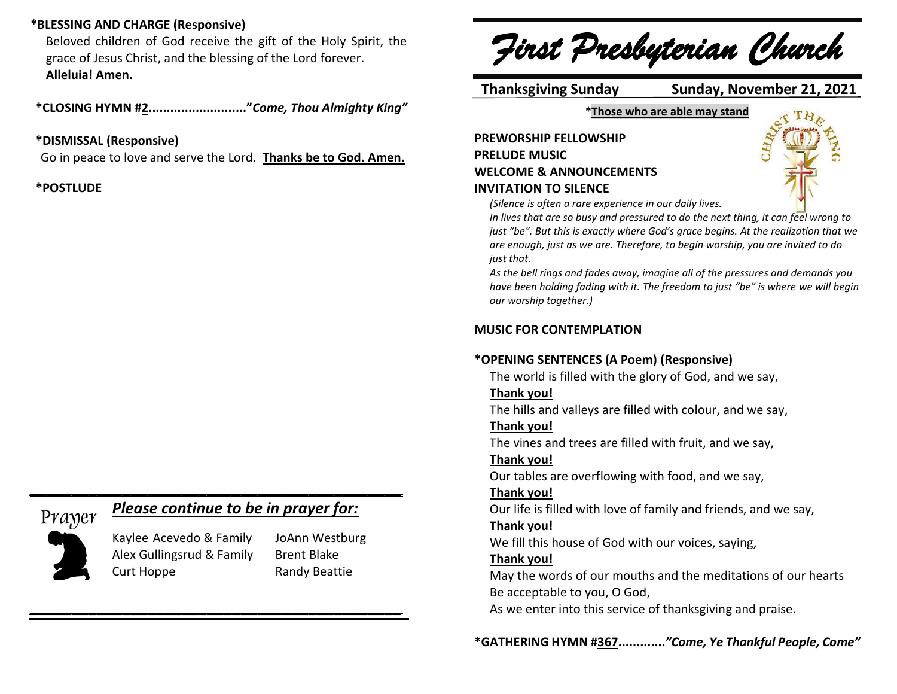**\*BLESSING AND CHARGE (Responsive)**

Beloved children of God receive the gift of the Holy Spirit, the grace of Jesus Christ, and the blessing of the Lord forever.
**Alleluia! Amen.**

**\*CLOSING HYMN #2.........................."*Come, Thou Almighty King*"**

**\*DISMISSAL (Responsive)**

Go in peace to love and serve the Lord. **Thanks be to God. Amen.**

**\*POSTLUDE**

---

Prayer

## *Please continue to be in prayer for:*

| | |
|---|---|
| Kaylee Acevedo & Family | JoAnn Westburg |
| Alex Gullingsrud & Family | Brent Blake |
| Curt Hoppe | Randy Beattie |

---

# *First Presbyterian Church*

**Thanksgiving Sunday** — **Sunday, November 21, 2021**

**\*Those who are able may stand**

CHRIST THE KING

**PREWORSHIP FELLOWSHIP**
**PRELUDE MUSIC**
**WELCOME & ANNOUNCEMENTS**
**INVITATION TO SILENCE**

*(Silence is often a rare experience in our daily lives.*
*In lives that are so busy and pressured to do the next thing, it can feel wrong to just "be". But this is exactly where God's grace begins. At the realization that we are enough, just as we are. Therefore, to begin worship, you are invited to do just that.*
*As the bell rings and fades away, imagine all of the pressures and demands you have been holding fading with it. The freedom to just "be" is where we will begin our worship together.)*

**MUSIC FOR CONTEMPLATION**

**\*OPENING SENTENCES (A Poem) (Responsive)**

The world is filled with the glory of God, and we say,
**Thank you!**
The hills and valleys are filled with colour, and we say,
**Thank you!**
The vines and trees are filled with fruit, and we say,
**Thank you!**
Our tables are overflowing with food, and we say,
**Thank you!**
Our life is filled with love of family and friends, and we say,
**Thank you!**
We fill this house of God with our voices, saying,
**Thank you!**
May the words of our mouths and the meditations of our hearts
Be acceptable to you, O God,
As we enter into this service of thanksgiving and praise.

**\*GATHERING HYMN #367............."*Come, Ye Thankful People, Come*"**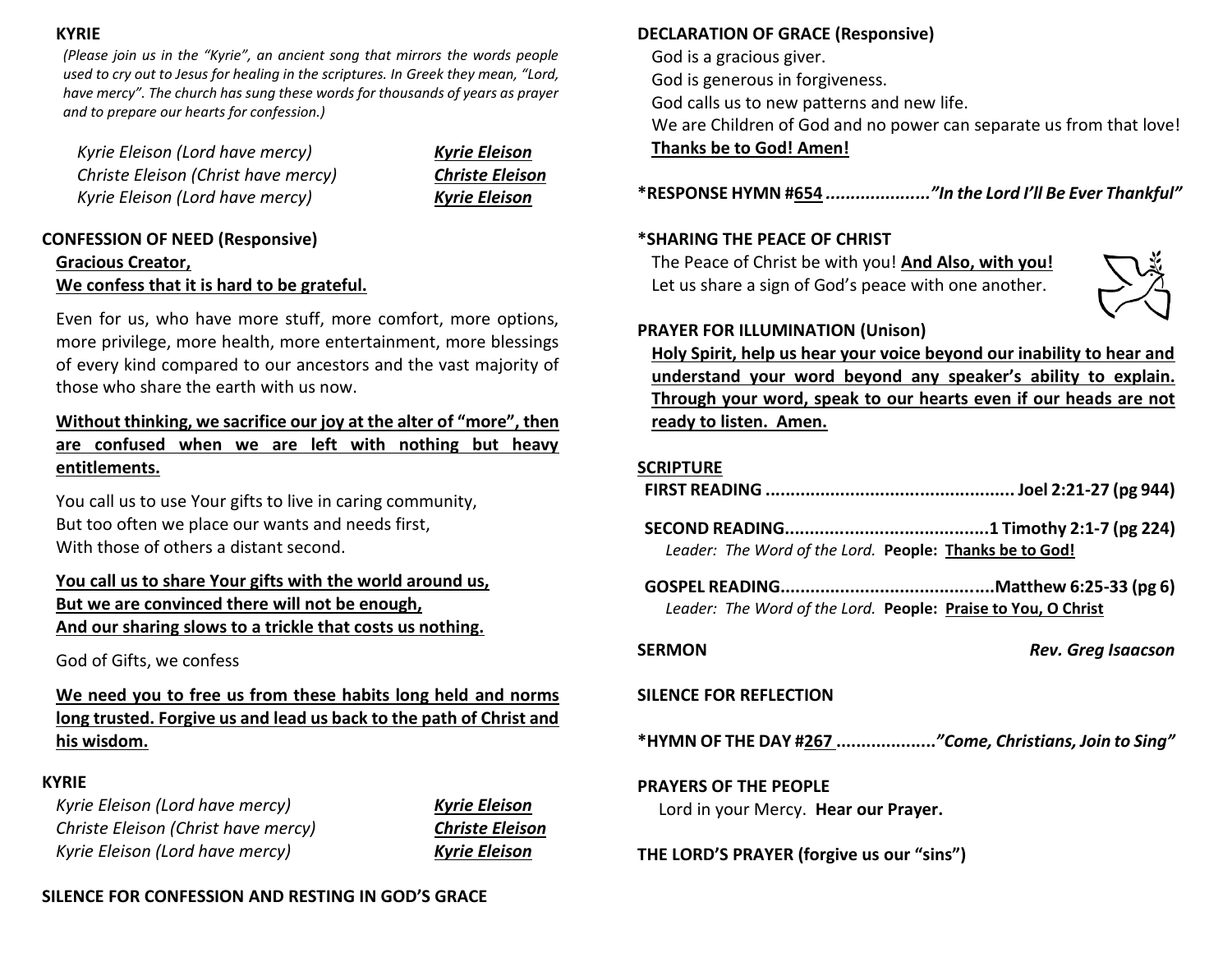**KYRIE**

*(Please join us in the "Kyrie", an ancient song that mirrors the words people used to cry out to Jesus for healing in the scriptures. In Greek they mean, "Lord, have mercy". The church has sung these words for thousands of years as prayer and to prepare our hearts for confession.)*

*Kyrie Eleison (Lord have mercy)* ***Kyrie Eleison***
*Christe Eleison (Christ have mercy)* ***Christe Eleison***
*Kyrie Eleison (Lord have mercy)* ***Kyrie Eleison***

**CONFESSION OF NEED (Responsive)**

**Gracious Creator,**
**We confess that it is hard to be grateful.**

Even for us, who have more stuff, more comfort, more options, more privilege, more health, more entertainment, more blessings of every kind compared to our ancestors and the vast majority of those who share the earth with us now.

**Without thinking, we sacrifice our joy at the alter of "more", then are confused when we are left with nothing but heavy entitlements.**

You call us to use Your gifts to live in caring community,
But too often we place our wants and needs first,
With those of others a distant second.

**You call us to share Your gifts with the world around us,**
**But we are convinced there will not be enough,**
**And our sharing slows to a trickle that costs us nothing.**

God of Gifts, we confess

**We need you to free us from these habits long held and norms long trusted. Forgive us and lead us back to the path of Christ and his wisdom.**

**KYRIE**

*Kyrie Eleison (Lord have mercy)* ***Kyrie Eleison***
*Christe Eleison (Christ have mercy)* ***Christe Eleison***
*Kyrie Eleison (Lord have mercy)* ***Kyrie Eleison***

**SILENCE FOR CONFESSION AND RESTING IN GOD'S GRACE**

**DECLARATION OF GRACE (Responsive)**

God is a gracious giver.
God is generous in forgiveness.
God calls us to new patterns and new life.
We are Children of God and no power can separate us from that love!
**Thanks be to God! Amen!**

**\*RESPONSE HYMN #654 .................... *"In the Lord I'll Be Ever Thankful"***

**\*SHARING THE PEACE OF CHRIST**

The Peace of Christ be with you! **And Also, with you!**
Let us share a sign of God's peace with one another.

**PRAYER FOR ILLUMINATION (Unison)**

**Holy Spirit, help us hear your voice beyond our inability to hear and understand your word beyond any speaker's ability to explain. Through your word, speak to our hearts even if our heads are not ready to listen. Amen.**

**SCRIPTURE**

**FIRST READING .................................................. Joel 2:21-27 (pg 944)**

**SECOND READING......................................1 Timothy 2:1-7 (pg 224)**
*Leader: The Word of the Lord.* **People: Thanks be to God!**

**GOSPEL READING..........................................Matthew 6:25-33 (pg 6)**
*Leader: The Word of the Lord.* **People: Praise to You, O Christ**

**SERMON** ***Rev. Greg Isaacson***

**SILENCE FOR REFLECTION**

**\*HYMN OF THE DAY #267 ................... *"Come, Christians, Join to Sing"***

**PRAYERS OF THE PEOPLE**

Lord in your Mercy. **Hear our Prayer.**

**THE LORD'S PRAYER (forgive us our "sins")**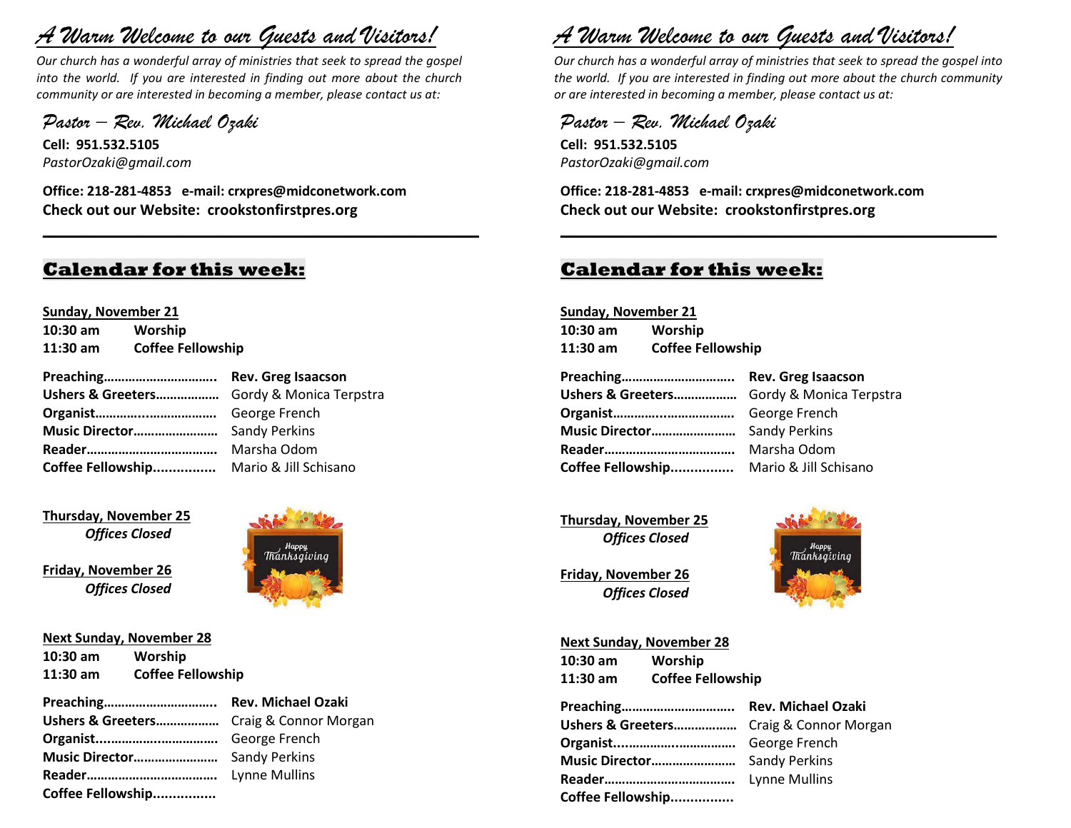# *A Warm Welcome to our Guests and Visitors!*

*Our church has a wonderful array of ministries that seek to spread the gospel into the world. If you are interested in finding out more about the church community or are interested in becoming a member, please contact us at:*

## *Pastor – Rev. Michael Ozaki*

**Cell: 951.532.5105**
*PastorOzaki@gmail.com*

**Office: 218-281-4853 e-mail: crxpres@midconetwork.com**
**Check out our Website: crookstonfirstpres.org**

---

## Calendar for this week:

**Sunday, November 21**

**10:30 am** **Worship**
**11:30 am** **Coffee Fellowship**

| | |
|---|---|
| **Preaching…………………………** | **Rev. Greg Isaacson** |
| **Ushers & Greeters………………** | Gordy & Monica Terpstra |
| **Organist……………………………** | George French |
| **Music Director……………………** | Sandy Perkins |
| **Reader………………………………** | Marsha Odom |
| **Coffee Fellowship................** | Mario & Jill Schisano |

**Thursday, November 25**
***Offices Closed***

**Friday, November 26**
***Offices Closed***

**Next Sunday, November 28**

**10:30 am** **Worship**
**11:30 am** **Coffee Fellowship**

| | |
|---|---|
| **Preaching…………………………** | **Rev. Michael Ozaki** |
| **Ushers & Greeters………………** | Craig & Connor Morgan |
| **Organist.................................** | George French |
| **Music Director……………………** | Sandy Perkins |
| **Reader………………………………** | Lynne Mullins |
| **Coffee Fellowship................** | |

# *A Warm Welcome to our Guests and Visitors!*

*Our church has a wonderful array of ministries that seek to spread the gospel into the world. If you are interested in finding out more about the church community or are interested in becoming a member, please contact us at:*

## *Pastor – Rev. Michael Ozaki*

**Cell: 951.532.5105**
*PastorOzaki@gmail.com*

**Office: 218-281-4853 e-mail: crxpres@midconetwork.com**
**Check out our Website: crookstonfirstpres.org**

---

## Calendar for this week:

**Sunday, November 21**

**10:30 am** **Worship**
**11:30 am** **Coffee Fellowship**

| | |
|---|---|
| **Preaching…………………………** | **Rev. Greg Isaacson** |
| **Ushers & Greeters………………** | Gordy & Monica Terpstra |
| **Organist……………………………** | George French |
| **Music Director……………………** | Sandy Perkins |
| **Reader………………………………** | Marsha Odom |
| **Coffee Fellowship................** | Mario & Jill Schisano |

**Thursday, November 25**
***Offices Closed***

**Friday, November 26**
***Offices Closed***

**Next Sunday, November 28**

**10:30 am** **Worship**
**11:30 am** **Coffee Fellowship**

| | |
|---|---|
| **Preaching…………………………** | **Rev. Michael Ozaki** |
| **Ushers & Greeters………………** | Craig & Connor Morgan |
| **Organist.................................** | George French |
| **Music Director……………………** | Sandy Perkins |
| **Reader………………………………** | Lynne Mullins |
| **Coffee Fellowship................** | |